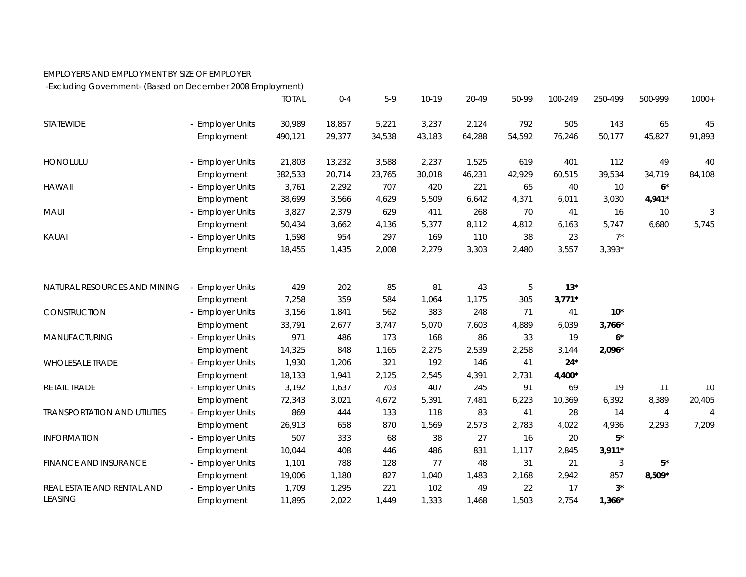EMPLOYERS AND EMPLOYMENT BY SIZE OF EMPLOYER

-Excluding Government- (Based on December 2008 Employment)

| | | TOTAL | 0-4 | 5-9 | 10-19 | 20-49 | 50-99 | 100-249 | 250-499 | 500-999 | 1000+ |
|---|---|---|---|---|---|---|---|---|---|---|---|
| STATEWIDE | - Employer Units | 30,989 | 18,857 | 5,221 | 3,237 | 2,124 | 792 | 505 | 143 | 65 | 45 |
| | Employment | 490,121 | 29,377 | 34,538 | 43,183 | 64,288 | 54,592 | 76,246 | 50,177 | 45,827 | 91,893 |
| HONOLULU | - Employer Units | 21,803 | 13,232 | 3,588 | 2,237 | 1,525 | 619 | 401 | 112 | 49 | 40 |
| | Employment | 382,533 | 20,714 | 23,765 | 30,018 | 46,231 | 42,929 | 60,515 | 39,534 | 34,719 | 84,108 |
| HAWAII | - Employer Units | 3,761 | 2,292 | 707 | 420 | 221 | 65 | 40 | 10 | **6*** | |
| | Employment | 38,699 | 3,566 | 4,629 | 5,509 | 6,642 | 4,371 | 6,011 | 3,030 | **4,941*** | |
| MAUI | - Employer Units | 3,827 | 2,379 | 629 | 411 | 268 | 70 | 41 | 16 | 10 | 3 |
| | Employment | 50,434 | 3,662 | 4,136 | 5,377 | 8,112 | 4,812 | 6,163 | 5,747 | 6,680 | 5,745 |
| KAUAI | - Employer Units | 1,598 | 954 | 297 | 169 | 110 | 38 | 23 | 7* | | |
| | Employment | 18,455 | 1,435 | 2,008 | 2,279 | 3,303 | 2,480 | 3,557 | 3,393* | | |
| NATURAL RESOURCES AND MINING | - Employer Units | 429 | 202 | 85 | 81 | 43 | 5 | **13*** | | | |
| | Employment | 7,258 | 359 | 584 | 1,064 | 1,175 | 305 | **3,771*** | | | |
| CONSTRUCTION | - Employer Units | 3,156 | 1,841 | 562 | 383 | 248 | 71 | 41 | **10*** | | |
| | Employment | 33,791 | 2,677 | 3,747 | 5,070 | 7,603 | 4,889 | 6,039 | **3,766*** | | |
| MANUFACTURING | - Employer Units | 971 | 486 | 173 | 168 | 86 | 33 | 19 | **6*** | | |
| | Employment | 14,325 | 848 | 1,165 | 2,275 | 2,539 | 2,258 | 3,144 | **2,096*** | | |
| WHOLESALE TRADE | - Employer Units | 1,930 | 1,206 | 321 | 192 | 146 | 41 | **24*** | | | |
| | Employment | 18,133 | 1,941 | 2,125 | 2,545 | 4,391 | 2,731 | **4,400*** | | | |
| RETAIL TRADE | - Employer Units | 3,192 | 1,637 | 703 | 407 | 245 | 91 | 69 | 19 | 11 | 10 |
| | Employment | 72,343 | 3,021 | 4,672 | 5,391 | 7,481 | 6,223 | 10,369 | 6,392 | 8,389 | 20,405 |
| TRANSPORTATION AND UTILITIES | - Employer Units | 869 | 444 | 133 | 118 | 83 | 41 | 28 | 14 | 4 | 4 |
| | Employment | 26,913 | 658 | 870 | 1,569 | 2,573 | 2,783 | 4,022 | 4,936 | 2,293 | 7,209 |
| INFORMATION | - Employer Units | 507 | 333 | 68 | 38 | 27 | 16 | 20 | **5*** | | |
| | Employment | 10,044 | 408 | 446 | 486 | 831 | 1,117 | 2,845 | **3,911*** | | |
| FINANCE AND INSURANCE | - Employer Units | 1,101 | 788 | 128 | 77 | 48 | 31 | 21 | 3 | **5*** | |
| | Employment | 19,006 | 1,180 | 827 | 1,040 | 1,483 | 2,168 | 2,942 | 857 | **8,509*** | |
| REAL ESTATE AND RENTAL AND LEASING | - Employer Units | 1,709 | 1,295 | 221 | 102 | 49 | 22 | 17 | **3*** | | |
| | Employment | 11,895 | 2,022 | 1,449 | 1,333 | 1,468 | 1,503 | 2,754 | **1,366*** | | |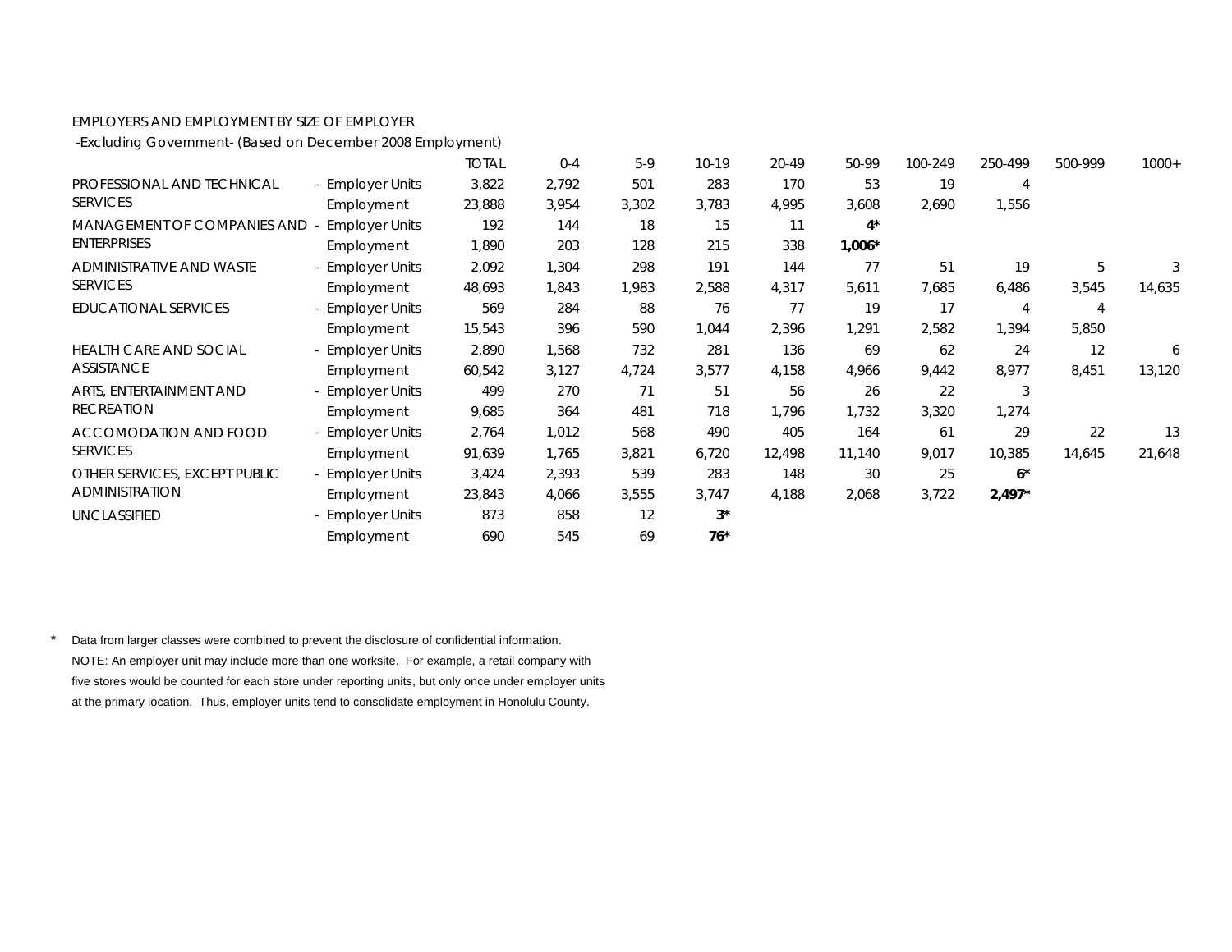EMPLOYERS AND EMPLOYMENT BY SIZE OF EMPLOYER

-Excluding Government- (Based on December 2008 Employment)

| | | TOTAL | 0-4 | 5-9 | 10-19 | 20-49 | 50-99 | 100-249 | 250-499 | 500-999 | 1000+ |
|---|---|---|---|---|---|---|---|---|---|---|---|
| PROFESSIONAL AND TECHNICAL SERVICES | - Employer Units | 3,822 | 2,792 | 501 | 283 | 170 | 53 | 19 | 4 | | |
| | Employment | 23,888 | 3,954 | 3,302 | 3,783 | 4,995 | 3,608 | 2,690 | 1,556 | | |
| MANAGEMENT OF COMPANIES AND ENTERPRISES | - Employer Units | 192 | 144 | 18 | 15 | 11 | **4*** | | | | |
| | Employment | 1,890 | 203 | 128 | 215 | 338 | **1,006*** | | | | |
| ADMINISTRATIVE AND WASTE SERVICES | - Employer Units | 2,092 | 1,304 | 298 | 191 | 144 | 77 | 51 | 19 | 5 | 3 |
| | Employment | 48,693 | 1,843 | 1,983 | 2,588 | 4,317 | 5,611 | 7,685 | 6,486 | 3,545 | 14,635 |
| EDUCATIONAL SERVICES | - Employer Units | 569 | 284 | 88 | 76 | 77 | 19 | 17 | 4 | 4 | |
| | Employment | 15,543 | 396 | 590 | 1,044 | 2,396 | 1,291 | 2,582 | 1,394 | 5,850 | |
| HEALTH CARE AND SOCIAL ASSISTANCE | - Employer Units | 2,890 | 1,568 | 732 | 281 | 136 | 69 | 62 | 24 | 12 | 6 |
| | Employment | 60,542 | 3,127 | 4,724 | 3,577 | 4,158 | 4,966 | 9,442 | 8,977 | 8,451 | 13,120 |
| ARTS, ENTERTAINMENT AND RECREATION | - Employer Units | 499 | 270 | 71 | 51 | 56 | 26 | 22 | 3 | | |
| | Employment | 9,685 | 364 | 481 | 718 | 1,796 | 1,732 | 3,320 | 1,274 | | |
| ACCOMODATION AND FOOD SERVICES | - Employer Units | 2,764 | 1,012 | 568 | 490 | 405 | 164 | 61 | 29 | 22 | 13 |
| | Employment | 91,639 | 1,765 | 3,821 | 6,720 | 12,498 | 11,140 | 9,017 | 10,385 | 14,645 | 21,648 |
| OTHER SERVICES, EXCEPT PUBLIC ADMINISTRATION | - Employer Units | 3,424 | 2,393 | 539 | 283 | 148 | 30 | 25 | **6*** | | |
| | Employment | 23,843 | 4,066 | 3,555 | 3,747 | 4,188 | 2,068 | 3,722 | **2,497*** | | |
| UNCLASSIFIED | - Employer Units | 873 | 858 | 12 | **3*** | | | | | | |
| | Employment | 690 | 545 | 69 | **76*** | | | | | | |

\* Data from larger classes were combined to prevent the disclosure of confidential information.

NOTE: An employer unit may include more than one worksite. For example, a retail company with five stores would be counted for each store under reporting units, but only once under employer units at the primary location. Thus, employer units tend to consolidate employment in Honolulu County.